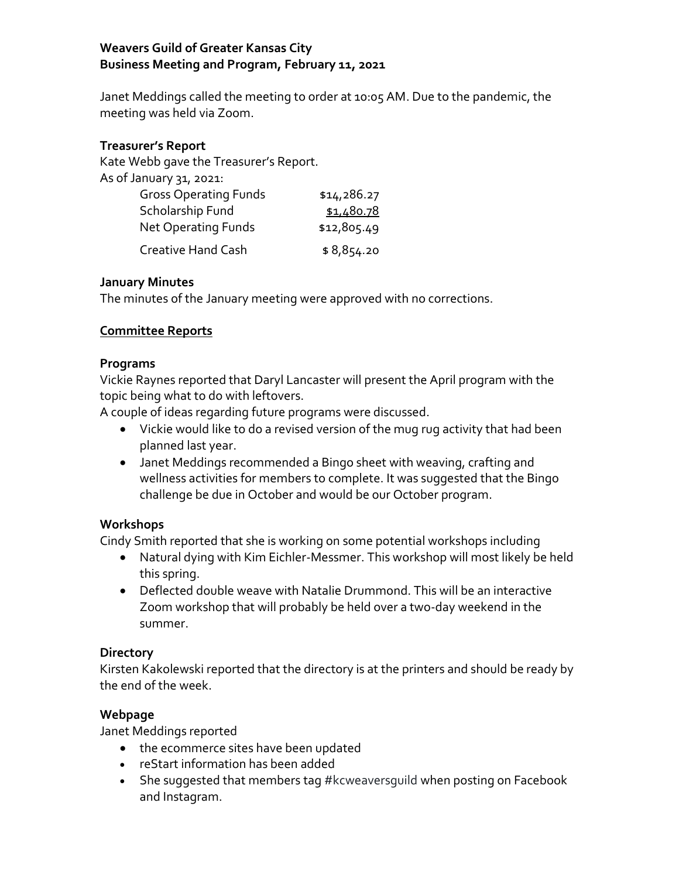**Weavers Guild of Greater Kansas City**
**Business Meeting and Program, February 11, 2021**

Janet Meddings called the meeting to order at 10:05 AM. Due to the pandemic, the meeting was held via Zoom.

### Treasurer's Report

Kate Webb gave the Treasurer's Report.
As of January 31, 2021:

| | |
|---|---|
| Gross Operating Funds | $14,286.27 |
| Scholarship Fund | $1,480.78 |
| Net Operating Funds | $12,805.49 |
| Creative Hand Cash | $ 8,854.20 |

### January Minutes

The minutes of the January meeting were approved with no corrections.

## Committee Reports

### Programs

Vickie Raynes reported that Daryl Lancaster will present the April program with the topic being what to do with leftovers.
A couple of ideas regarding future programs were discussed.

- Vickie would like to do a revised version of the mug rug activity that had been planned last year.
- Janet Meddings recommended a Bingo sheet with weaving, crafting and wellness activities for members to complete. It was suggested that the Bingo challenge be due in October and would be our October program.

### Workshops

Cindy Smith reported that she is working on some potential workshops including

- Natural dying with Kim Eichler-Messmer. This workshop will most likely be held this spring.
- Deflected double weave with Natalie Drummond. This will be an interactive Zoom workshop that will probably be held over a two-day weekend in the summer.

### Directory

Kirsten Kakolewski reported that the directory is at the printers and should be ready by the end of the week.

### Webpage

Janet Meddings reported

- the ecommerce sites have been updated
- reStart information has been added
- She suggested that members tag #kcweaversguild when posting on Facebook and Instagram.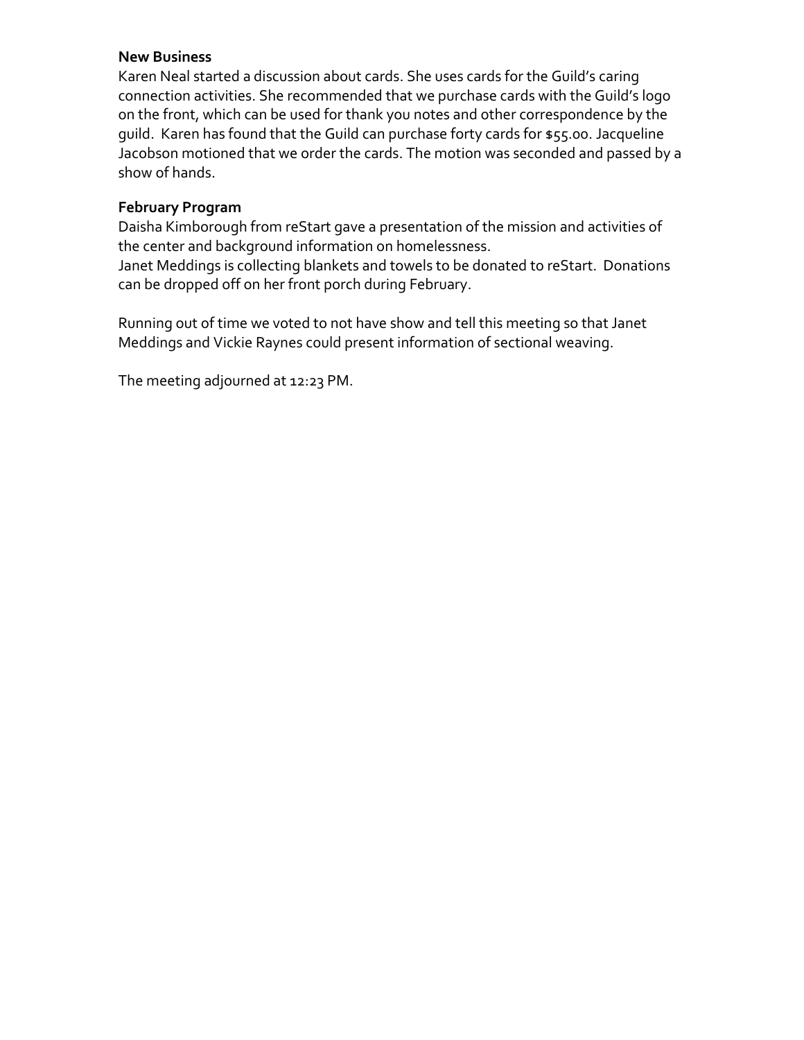**New Business**

Karen Neal started a discussion about cards. She uses cards for the Guild's caring connection activities. She recommended that we purchase cards with the Guild's logo on the front, which can be used for thank you notes and other correspondence by the guild. Karen has found that the Guild can purchase forty cards for $55.00. Jacqueline Jacobson motioned that we order the cards. The motion was seconded and passed by a show of hands.

**February Program**

Daisha Kimborough from reStart gave a presentation of the mission and activities of the center and background information on homelessness.
Janet Meddings is collecting blankets and towels to be donated to reStart. Donations can be dropped off on her front porch during February.

Running out of time we voted to not have show and tell this meeting so that Janet Meddings and Vickie Raynes could present information of sectional weaving.

The meeting adjourned at 12:23 PM.